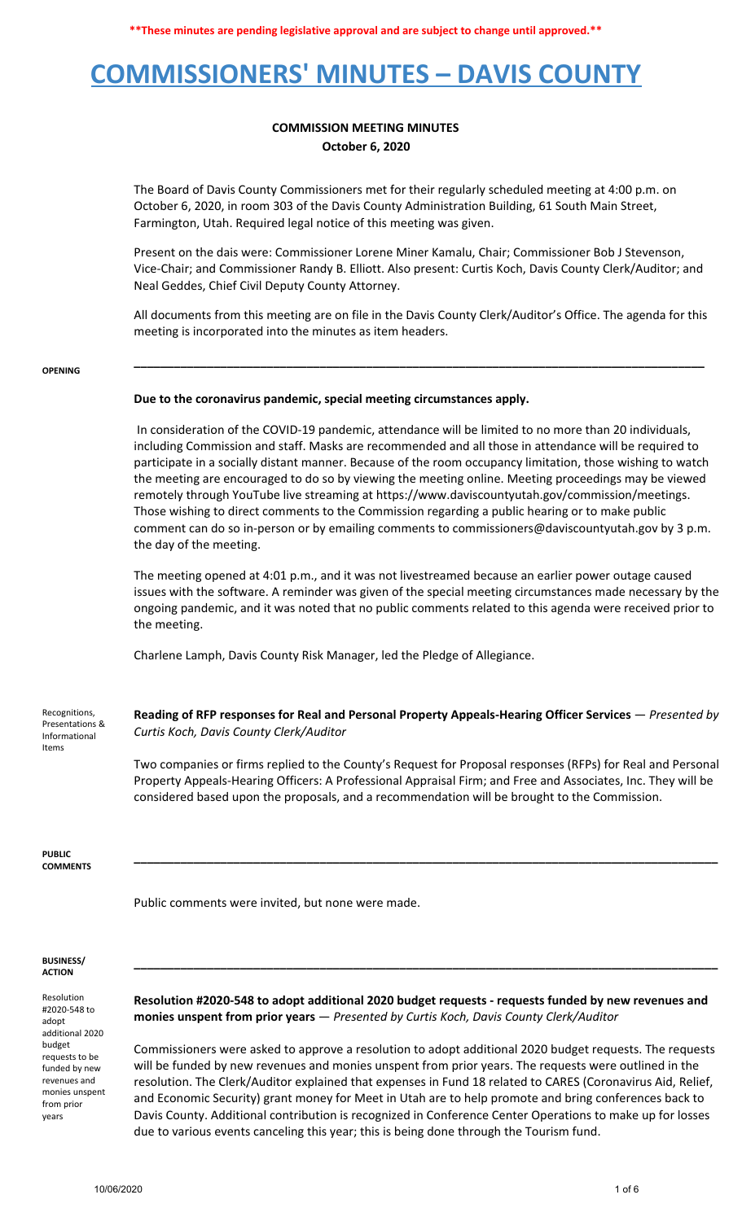**\*\*These minutes are pending legislative approval and are subject to change until approved.\*\***

# COMMISSIONERS' MINUTES – DAVIS COUNTY

## COMMISSION MEETING MINUTES
**October 6, 2020**

The Board of Davis County Commissioners met for their regularly scheduled meeting at 4:00 p.m. on October 6, 2020, in room 303 of the Davis County Administration Building, 61 South Main Street, Farmington, Utah. Required legal notice of this meeting was given.

Present on the dais were: Commissioner Lorene Miner Kamalu, Chair; Commissioner Bob J Stevenson, Vice-Chair; and Commissioner Randy B. Elliott. Also present: Curtis Koch, Davis County Clerk/Auditor; and Neal Geddes, Chief Civil Deputy County Attorney.

All documents from this meeting are on file in the Davis County Clerk/Auditor's Office. The agenda for this meeting is incorporated into the minutes as item headers.

---

**OPENING**

**Due to the coronavirus pandemic, special meeting circumstances apply.**

In consideration of the COVID-19 pandemic, attendance will be limited to no more than 20 individuals, including Commission and staff. Masks are recommended and all those in attendance will be required to participate in a socially distant manner. Because of the room occupancy limitation, those wishing to watch the meeting are encouraged to do so by viewing the meeting online. Meeting proceedings may be viewed remotely through YouTube live streaming at https://www.daviscountyutah.gov/commission/meetings. Those wishing to direct comments to the Commission regarding a public hearing or to make public comment can do so in-person or by emailing comments to commissioners@daviscountyutah.gov by 3 p.m. the day of the meeting.

The meeting opened at 4:01 p.m., and it was not livestreamed because an earlier power outage caused issues with the software. A reminder was given of the special meeting circumstances made necessary by the ongoing pandemic, and it was noted that no public comments related to this agenda were received prior to the meeting.

Charlene Lamph, Davis County Risk Manager, led the Pledge of Allegiance.

*Recognitions, Presentations & Informational Items*

**Reading of RFP responses for Real and Personal Property Appeals-Hearing Officer Services** — *Presented by Curtis Koch, Davis County Clerk/Auditor*

Two companies or firms replied to the County's Request for Proposal responses (RFPs) for Real and Personal Property Appeals-Hearing Officers: A Professional Appraisal Firm; and Free and Associates, Inc. They will be considered based upon the proposals, and a recommendation will be brought to the Commission.

---

**PUBLIC COMMENTS**

Public comments were invited, but none were made.

---

**BUSINESS/ ACTION**

*Resolution #2020-548 to adopt additional 2020 budget requests to be funded by new revenues and monies unspent from prior years*

**Resolution #2020-548 to adopt additional 2020 budget requests - requests funded by new revenues and monies unspent from prior years** — *Presented by Curtis Koch, Davis County Clerk/Auditor*

Commissioners were asked to approve a resolution to adopt additional 2020 budget requests. The requests will be funded by new revenues and monies unspent from prior years. The requests were outlined in the resolution. The Clerk/Auditor explained that expenses in Fund 18 related to CARES (Coronavirus Aid, Relief, and Economic Security) grant money for Meet in Utah are to help promote and bring conferences back to Davis County. Additional contribution is recognized in Conference Center Operations to make up for losses due to various events canceling this year; this is being done through the Tourism fund.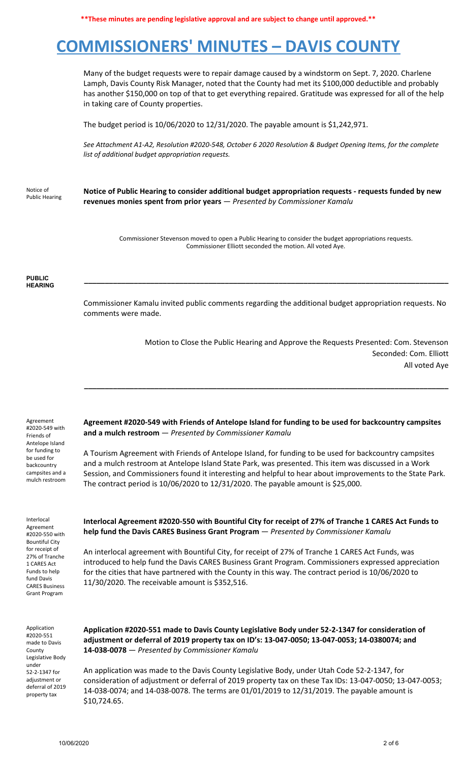**\*\*These minutes are pending legislative approval and are subject to change until approved.\*\***

# COMMISSIONERS' MINUTES – DAVIS COUNTY

Many of the budget requests were to repair damage caused by a windstorm on Sept. 7, 2020. Charlene Lamph, Davis County Risk Manager, noted that the County had met its $100,000 deductible and probably has another $150,000 on top of that to get everything repaired. Gratitude was expressed for all of the help in taking care of County properties.

The budget period is 10/06/2020 to 12/31/2020. The payable amount is $1,242,971.

*See Attachment A1-A2, Resolution #2020-548, October 6 2020 Resolution & Budget Opening Items, for the complete list of additional budget appropriation requests.*

Notice of Public Hearing

**Notice of Public Hearing to consider additional budget appropriation requests - requests funded by new revenues monies spent from prior years** — *Presented by Commissioner Kamalu*

Commissioner Stevenson moved to open a Public Hearing to consider the budget appropriations requests. Commissioner Elliott seconded the motion. All voted Aye.

**PUBLIC HEARING**

---

Commissioner Kamalu invited public comments regarding the additional budget appropriation requests. No comments were made.

Motion to Close the Public Hearing and Approve the Requests Presented: Com. Stevenson
Seconded: Com. Elliott
All voted Aye

---

Agreement #2020-549 with Friends of Antelope Island for funding to be used for backcountry campsites and a mulch restroom

**Agreement #2020-549 with Friends of Antelope Island for funding to be used for backcountry campsites and a mulch restroom** — *Presented by Commissioner Kamalu*

A Tourism Agreement with Friends of Antelope Island, for funding to be used for backcountry campsites and a mulch restroom at Antelope Island State Park, was presented. This item was discussed in a Work Session, and Commissioners found it interesting and helpful to hear about improvements to the State Park. The contract period is 10/06/2020 to 12/31/2020. The payable amount is $25,000.

Interlocal Agreement #2020-550 with Bountiful City for receipt of 27% of Tranche 1 CARES Act Funds to help fund Davis CARES Business Grant Program

**Interlocal Agreement #2020-550 with Bountiful City for receipt of 27% of Tranche 1 CARES Act Funds to help fund the Davis CARES Business Grant Program** — *Presented by Commissioner Kamalu*

An interlocal agreement with Bountiful City, for receipt of 27% of Tranche 1 CARES Act Funds, was introduced to help fund the Davis CARES Business Grant Program. Commissioners expressed appreciation for the cities that have partnered with the County in this way. The contract period is 10/06/2020 to 11/30/2020. The receivable amount is $352,516.

Application #2020-551 made to Davis County Legislative Body under 52-2-1347 for adjustment or deferral of 2019 property tax

**Application #2020-551 made to Davis County Legislative Body under 52-2-1347 for consideration of adjustment or deferral of 2019 property tax on ID's: 13-047-0050; 13-047-0053; 14-0380074; and 14-038-0078** — *Presented by Commissioner Kamalu*

An application was made to the Davis County Legislative Body, under Utah Code 52-2-1347, for consideration of adjustment or deferral of 2019 property tax on these Tax IDs: 13-047-0050; 13-047-0053; 14-038-0074; and 14-038-0078. The terms are 01/01/2019 to 12/31/2019. The payable amount is $10,724.65.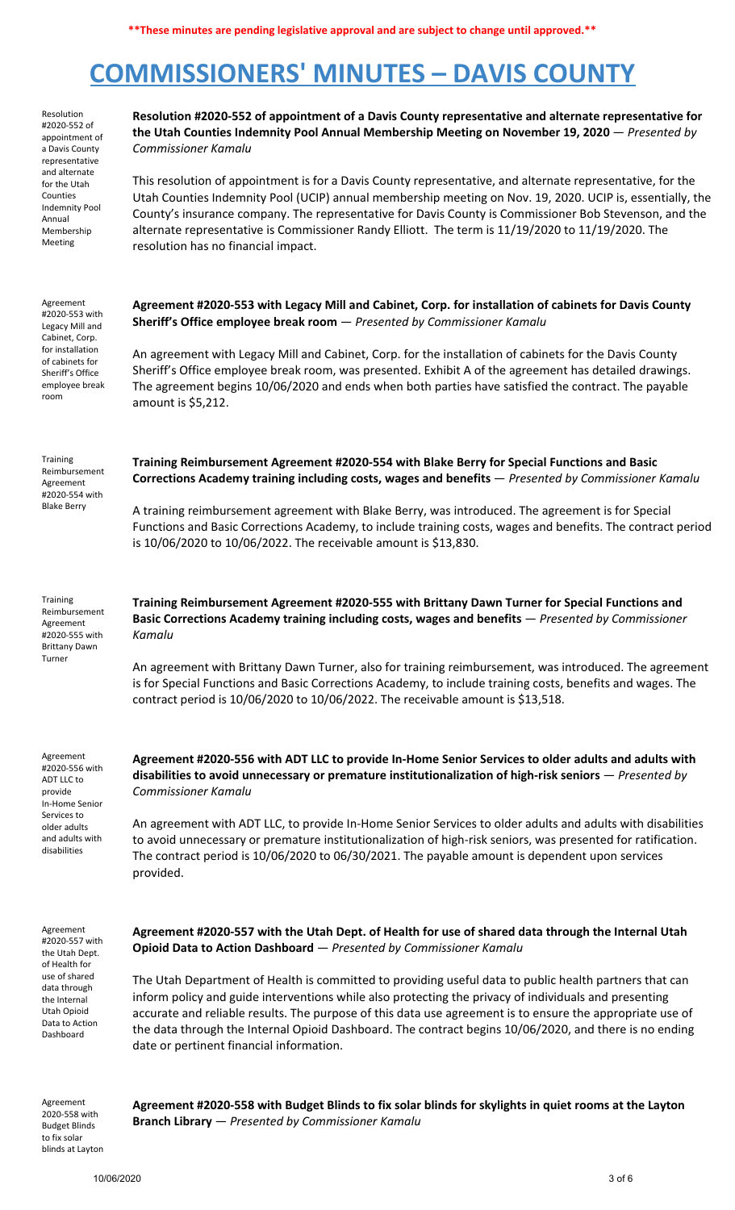**These minutes are pending legislative approval and are subject to change until approved.**

# COMMISSIONERS' MINUTES – DAVIS COUNTY

Resolution #2020-552 of appointment of a Davis County representative and alternate for the Utah Counties Indemnity Pool Annual Membership Meeting

**Resolution #2020-552 of appointment of a Davis County representative and alternate representative for the Utah Counties Indemnity Pool Annual Membership Meeting on November 19, 2020** — *Presented by Commissioner Kamalu*

This resolution of appointment is for a Davis County representative, and alternate representative, for the Utah Counties Indemnity Pool (UCIP) annual membership meeting on Nov. 19, 2020. UCIP is, essentially, the County's insurance company. The representative for Davis County is Commissioner Bob Stevenson, and the alternate representative is Commissioner Randy Elliott. The term is 11/19/2020 to 11/19/2020. The resolution has no financial impact.

Agreement #2020-553 with Legacy Mill and Cabinet, Corp. for installation of cabinets for Sheriff's Office employee break room

**Agreement #2020-553 with Legacy Mill and Cabinet, Corp. for installation of cabinets for Davis County Sheriff's Office employee break room** — *Presented by Commissioner Kamalu*

An agreement with Legacy Mill and Cabinet, Corp. for the installation of cabinets for the Davis County Sheriff's Office employee break room, was presented. Exhibit A of the agreement has detailed drawings. The agreement begins 10/06/2020 and ends when both parties have satisfied the contract. The payable amount is $5,212.

Training Reimbursement Agreement #2020-554 with Blake Berry

**Training Reimbursement Agreement #2020-554 with Blake Berry for Special Functions and Basic Corrections Academy training including costs, wages and benefits** — *Presented by Commissioner Kamalu*

A training reimbursement agreement with Blake Berry, was introduced. The agreement is for Special Functions and Basic Corrections Academy, to include training costs, wages and benefits. The contract period is 10/06/2020 to 10/06/2022. The receivable amount is $13,830.

Training Reimbursement Agreement #2020-555 with Brittany Dawn Turner

**Training Reimbursement Agreement #2020-555 with Brittany Dawn Turner for Special Functions and Basic Corrections Academy training including costs, wages and benefits** — *Presented by Commissioner Kamalu*

An agreement with Brittany Dawn Turner, also for training reimbursement, was introduced. The agreement is for Special Functions and Basic Corrections Academy, to include training costs, benefits and wages. The contract period is 10/06/2020 to 10/06/2022. The receivable amount is $13,518.

Agreement #2020-556 with ADT LLC to provide In-Home Senior Services to older adults and adults with disabilities

**Agreement #2020-556 with ADT LLC to provide In-Home Senior Services to older adults and adults with disabilities to avoid unnecessary or premature institutionalization of high-risk seniors** — *Presented by Commissioner Kamalu*

An agreement with ADT LLC, to provide In-Home Senior Services to older adults and adults with disabilities to avoid unnecessary or premature institutionalization of high-risk seniors, was presented for ratification. The contract period is 10/06/2020 to 06/30/2021. The payable amount is dependent upon services provided.

Agreement #2020-557 with the Utah Dept. of Health for use of shared data through the Internal Utah Opioid Data to Action Dashboard

**Agreement #2020-557 with the Utah Dept. of Health for use of shared data through the Internal Utah Opioid Data to Action Dashboard** — *Presented by Commissioner Kamalu*

The Utah Department of Health is committed to providing useful data to public health partners that can inform policy and guide interventions while also protecting the privacy of individuals and presenting accurate and reliable results. The purpose of this data use agreement is to ensure the appropriate use of the data through the Internal Opioid Dashboard. The contract begins 10/06/2020, and there is no ending date or pertinent financial information.

Agreement 2020-558 with Budget Blinds to fix solar blinds at Layton

**Agreement #2020-558 with Budget Blinds to fix solar blinds for skylights in quiet rooms at the Layton Branch Library** — *Presented by Commissioner Kamalu*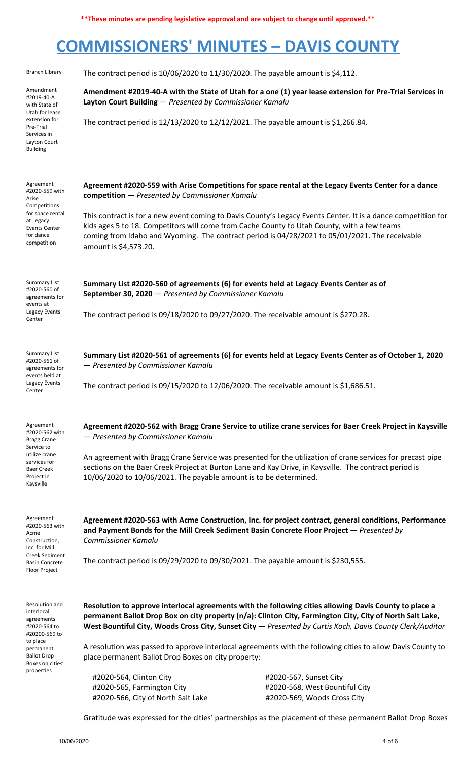**\*\*These minutes are pending legislative approval and are subject to change until approved.\*\***

# COMMISSIONERS' MINUTES – DAVIS COUNTY

Branch Library

The contract period is 10/06/2020 to 11/30/2020. The payable amount is $4,112.

Amendment #2019-40-A with State of Utah for lease extension for Pre-Trial Services in Layton Court Building

**Amendment #2019-40-A with the State of Utah for a one (1) year lease extension for Pre-Trial Services in Layton Court Building** — *Presented by Commissioner Kamalu*

The contract period is 12/13/2020 to 12/12/2021. The payable amount is $1,266.84.

Agreement #2020-559 with Arise Competitions for space rental at Legacy Events Center for dance competition

**Agreement #2020-559 with Arise Competitions for space rental at the Legacy Events Center for a dance competition** — *Presented by Commissioner Kamalu*

This contract is for a new event coming to Davis County's Legacy Events Center. It is a dance competition for kids ages 5 to 18. Competitors will come from Cache County to Utah County, with a few teams coming from Idaho and Wyoming. The contract period is 04/28/2021 to 05/01/2021. The receivable amount is $4,573.20.

Summary List #2020-560 of agreements for events at Legacy Events Center

**Summary List #2020-560 of agreements (6) for events held at Legacy Events Center as of September 30, 2020** — *Presented by Commissioner Kamalu*

The contract period is 09/18/2020 to 09/27/2020. The receivable amount is $270.28.

Summary List #2020-561 of agreements for events held at Legacy Events Center

**Summary List #2020-561 of agreements (6) for events held at Legacy Events Center as of October 1, 2020** — *Presented by Commissioner Kamalu*

The contract period is 09/15/2020 to 12/06/2020. The receivable amount is $1,686.51.

Agreement #2020-562 with Bragg Crane Service to utilize crane services for Baer Creek Project in Kaysville

**Agreement #2020-562 with Bragg Crane Service to utilize crane services for Baer Creek Project in Kaysville** — *Presented by Commissioner Kamalu*

An agreement with Bragg Crane Service was presented for the utilization of crane services for precast pipe sections on the Baer Creek Project at Burton Lane and Kay Drive, in Kaysville. The contract period is 10/06/2020 to 10/06/2021. The payable amount is to be determined.

Agreement #2020-563 with Acme Construction, Inc. for Mill Creek Sediment Basin Concrete Floor Project

**Agreement #2020-563 with Acme Construction, Inc. for project contract, general conditions, Performance and Payment Bonds for the Mill Creek Sediment Basin Concrete Floor Project** — *Presented by Commissioner Kamalu*

The contract period is 09/29/2020 to 09/30/2021. The payable amount is $230,555.

Resolution and interlocal agreements #2020-564 to #20200-569 to to place permanent Ballot Drop Boxes on cities' properties

**Resolution to approve interlocal agreements with the following cities allowing Davis County to place a permanent Ballot Drop Box on city property (n/a): Clinton City, Farmington City, City of North Salt Lake, West Bountiful City, Woods Cross City, Sunset City** — *Presented by Curtis Koch, Davis County Clerk/Auditor*

A resolution was passed to approve interlocal agreements with the following cities to allow Davis County to place permanent Ballot Drop Boxes on city property:

- #2020-564, Clinton City
- #2020-565, Farmington City
- #2020-566, City of North Salt Lake
- #2020-567, Sunset City
- #2020-568, West Bountiful City
- #2020-569, Woods Cross City

Gratitude was expressed for the cities' partnerships as the placement of these permanent Ballot Drop Boxes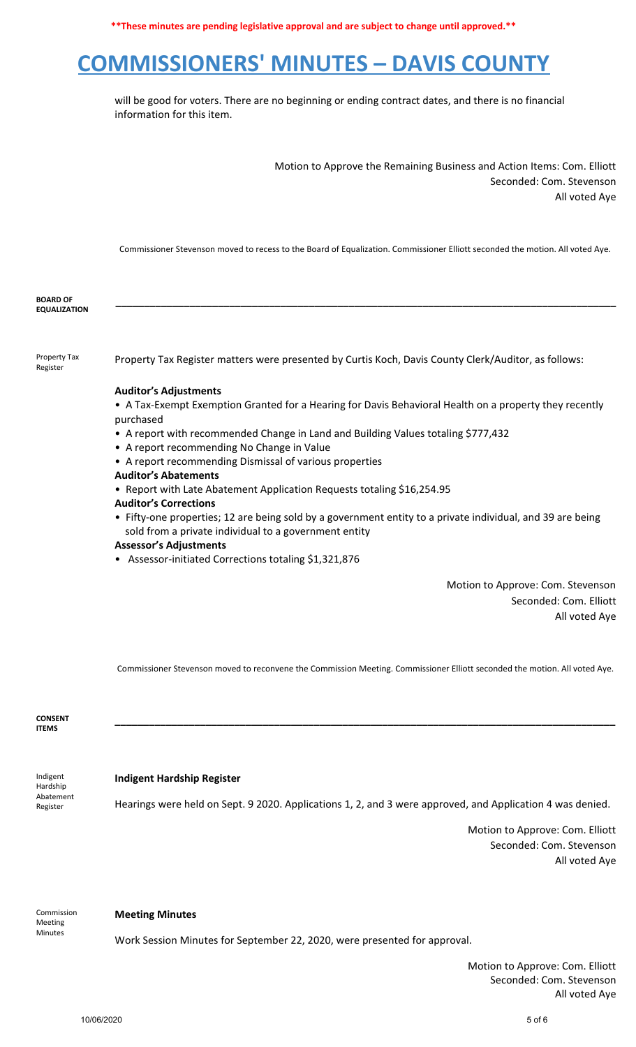will be good for voters. There are no beginning or ending contract dates, and there is no financial information for this item.

Motion to Approve the Remaining Business and Action Items: Com. Elliott
Seconded: Com. Stevenson
All voted Aye

Commissioner Stevenson moved to recess to the Board of Equalization. Commissioner Elliott seconded the motion. All voted Aye.

**BOARD OF EQUALIZATION**

---

Property Tax Register

Property Tax Register matters were presented by Curtis Koch, Davis County Clerk/Auditor, as follows:

**Auditor's Adjustments**

- A Tax-Exempt Exemption Granted for a Hearing for Davis Behavioral Health on a property they recently purchased
- A report with recommended Change in Land and Building Values totaling $777,432
- A report recommending No Change in Value
- A report recommending Dismissal of various properties

**Auditor's Abatements**

- Report with Late Abatement Application Requests totaling $16,254.95

**Auditor's Corrections**

- Fifty-one properties; 12 are being sold by a government entity to a private individual, and 39 are being sold from a private individual to a government entity

**Assessor's Adjustments**

- Assessor-initiated Corrections totaling $1,321,876

Motion to Approve: Com. Stevenson
Seconded: Com. Elliott
All voted Aye

Commissioner Stevenson moved to reconvene the Commission Meeting. Commissioner Elliott seconded the motion. All voted Aye.

**CONSENT ITEMS**

---

Indigent Hardship Abatement Register

**Indigent Hardship Register**

Hearings were held on Sept. 9 2020. Applications 1, 2, and 3 were approved, and Application 4 was denied.

Motion to Approve: Com. Elliott
Seconded: Com. Stevenson
All voted Aye

Commission Meeting Minutes

**Meeting Minutes**

Work Session Minutes for September 22, 2020, were presented for approval.

Motion to Approve: Com. Elliott
Seconded: Com. Stevenson
All voted Aye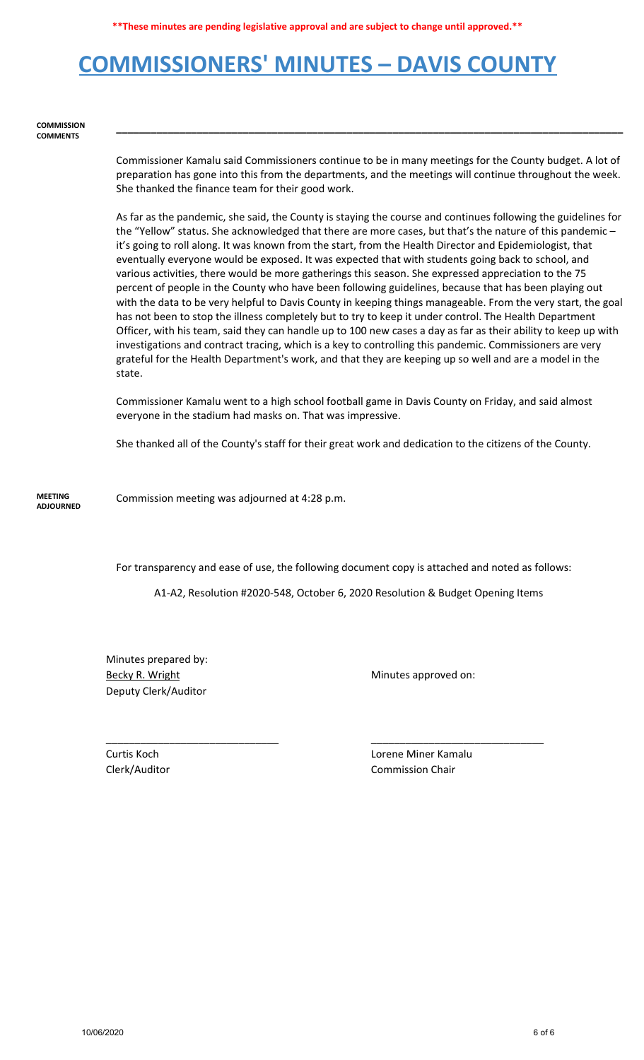**These minutes are pending legislative approval and are subject to change until approved.**

# COMMISSIONERS' MINUTES – DAVIS COUNTY

**COMMISSION COMMENTS**

Commissioner Kamalu said Commissioners continue to be in many meetings for the County budget. A lot of preparation has gone into this from the departments, and the meetings will continue throughout the week. She thanked the finance team for their good work.

As far as the pandemic, she said, the County is staying the course and continues following the guidelines for the "Yellow" status. She acknowledged that there are more cases, but that's the nature of this pandemic – it's going to roll along. It was known from the start, from the Health Director and Epidemiologist, that eventually everyone would be exposed. It was expected that with students going back to school, and various activities, there would be more gatherings this season. She expressed appreciation to the 75 percent of people in the County who have been following guidelines, because that has been playing out with the data to be very helpful to Davis County in keeping things manageable. From the very start, the goal has not been to stop the illness completely but to try to keep it under control. The Health Department Officer, with his team, said they can handle up to 100 new cases a day as far as their ability to keep up with investigations and contract tracing, which is a key to controlling this pandemic. Commissioners are very grateful for the Health Department's work, and that they are keeping up so well and are a model in the state.

Commissioner Kamalu went to a high school football game in Davis County on Friday, and said almost everyone in the stadium had masks on. That was impressive.

She thanked all of the County's staff for their great work and dedication to the citizens of the County.

**MEETING ADJOURNED**

Commission meeting was adjourned at 4:28 p.m.

For transparency and ease of use, the following document copy is attached and noted as follows:

A1-A2, Resolution #2020-548, October 6, 2020 Resolution & Budget Opening Items

Minutes prepared by:
Becky R. Wright
Deputy Clerk/Auditor

Minutes approved on:

\_\_\_\_\_\_\_\_\_\_\_\_\_\_\_\_\_\_\_\_\_\_\_\_\_\_\_\_\_\_
Curtis Koch
Clerk/Auditor

\_\_\_\_\_\_\_\_\_\_\_\_\_\_\_\_\_\_\_\_\_\_\_\_\_\_\_\_\_\_
Lorene Miner Kamalu
Commission Chair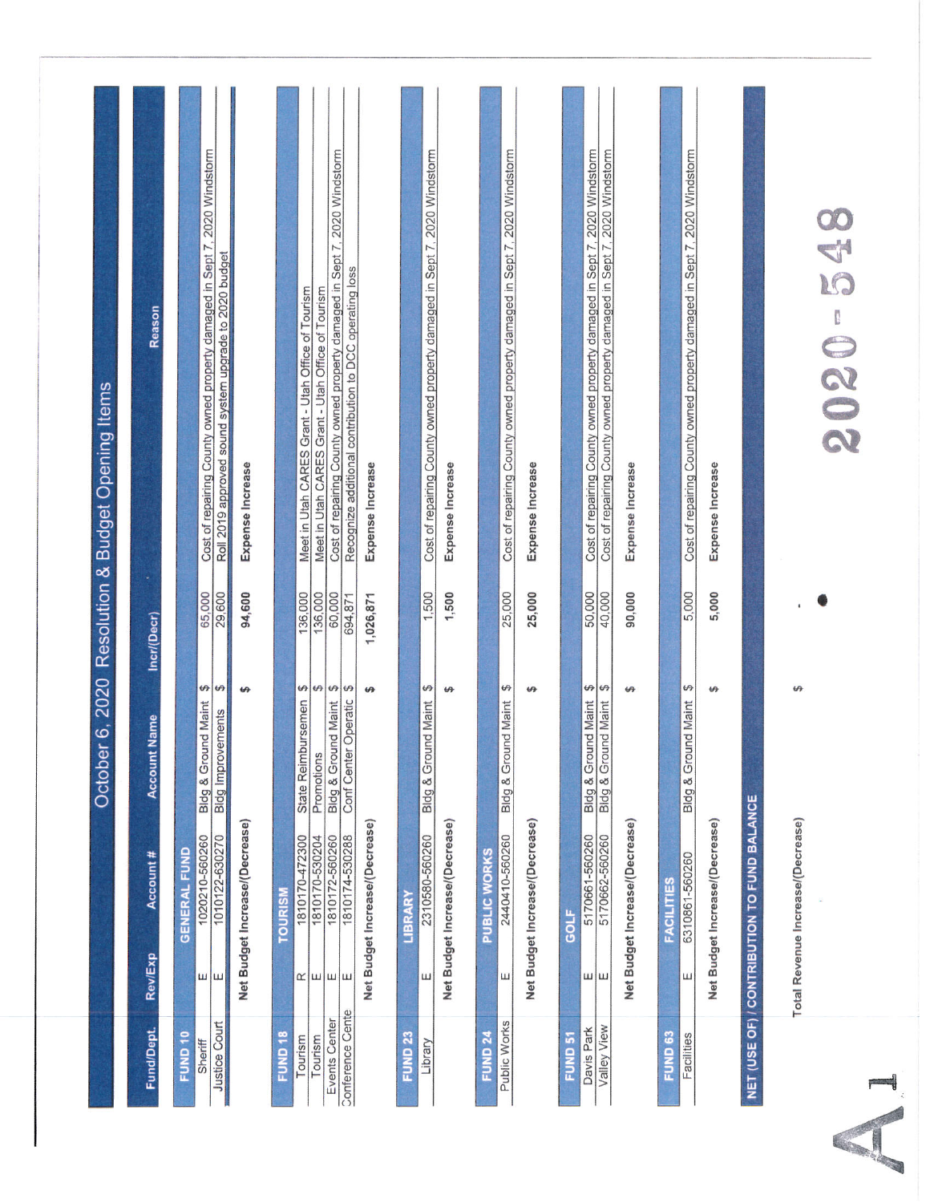# October 6, 2020 Resolution & Budget Opening Items

| Fund/Dept. | Rev/Exp | Account # | Account Name | | Incr/(Decr) | Reason |
|---|---|---|---|---|---|---|
| **FUND 10** | | **GENERAL FUND** | | | | |
| Sheriff | E | 1020210-560260 | Bldg & Ground Maint | $ | 65,000 | Cost of repairing County owned property damaged in Sept 7, 2020 Windstorm |
| Justice Court | E | 1010122-630270 | Bldg Improvements | $ | 29,600 | Roll 2019 approved sound system upgrade to 2020 budget |
| | | **Net Budget Increase/(Decrease)** | | **$** | **94,600** | **Expense Increase** |
| **FUND 18** | | **TOURISM** | | | | |
| Tourism | R | 1810170-472300 | State Reimbursemen | $ | 136,000 | Meet in Utah CARES Grant - Utah Office of Tourism |
| Tourism | E | 1810170-530204 | Promotions | $ | 136,000 | Meet in Utah CARES Grant - Utah Office of Tourism |
| Events Center | E | 1810172-560260 | Bldg & Ground Maint | $ | 60,000 | Cost of repairing County owned property damaged in Sept 7, 2020 Windstorm |
| Conference Cente | E | 1810174-530288 | Conf Center Operatic | $ | 694,871 | Recognize additional contribution to DCC operating loss |
| | | **Net Budget Increase/(Decrease)** | | **$** | **1,026,871** | **Expense Increase** |
| **FUND 23** | | **LIBRARY** | | | | |
| Library | E | 2310580-560260 | Bldg & Ground Maint | $ | 1,500 | Cost of repairing County owned property damaged in Sept 7, 2020 Windstorm |
| | | **Net Budget Increase/(Decrease)** | | **$** | **1,500** | **Expense Increase** |
| **FUND 24** | | **PUBLIC WORKS** | | | | |
| Public Works | E | 2440410-560260 | Bldg & Ground Maint | $ | 25,000 | Cost of repairing County owned property damaged in Sept 7, 2020 Windstorm |
| | | **Net Budget Increase/(Decrease)** | | **$** | **25,000** | **Expense Increase** |
| **FUND 51** | | **GOLF** | | | | |
| Davis Park | E | 5170661-560260 | Bldg & Ground Maint | $ | 50,000 | Cost of repairing County owned property damaged in Sept 7, 2020 Windstorm |
| Valley View | E | 5170662-560260 | Bldg & Ground Maint | $ | 40,000 | Cost of repairing County owned property damaged in Sept 7, 2020 Windstorm |
| | | **Net Budget Increase/(Decrease)** | | **$** | **90,000** | **Expense Increase** |
| **FUND 63** | | **FACILITIES** | | | | |
| Facilities | E | 6310861-560260 | Bldg & Ground Maint | $ | 5,000 | Cost of repairing County owned property damaged in Sept 7, 2020 Windstorm |
| | | **Net Budget Increase/(Decrease)** | | **$** | **5,000** | **Expense Increase** |
| **NET (USE OF) / CONTRIBUTION TO FUND BALANCE** | | | | | | |

| | | |
|---|---|---|
| Total Revenue Increase/(Decrease) | $ | - |

2020-548

A 1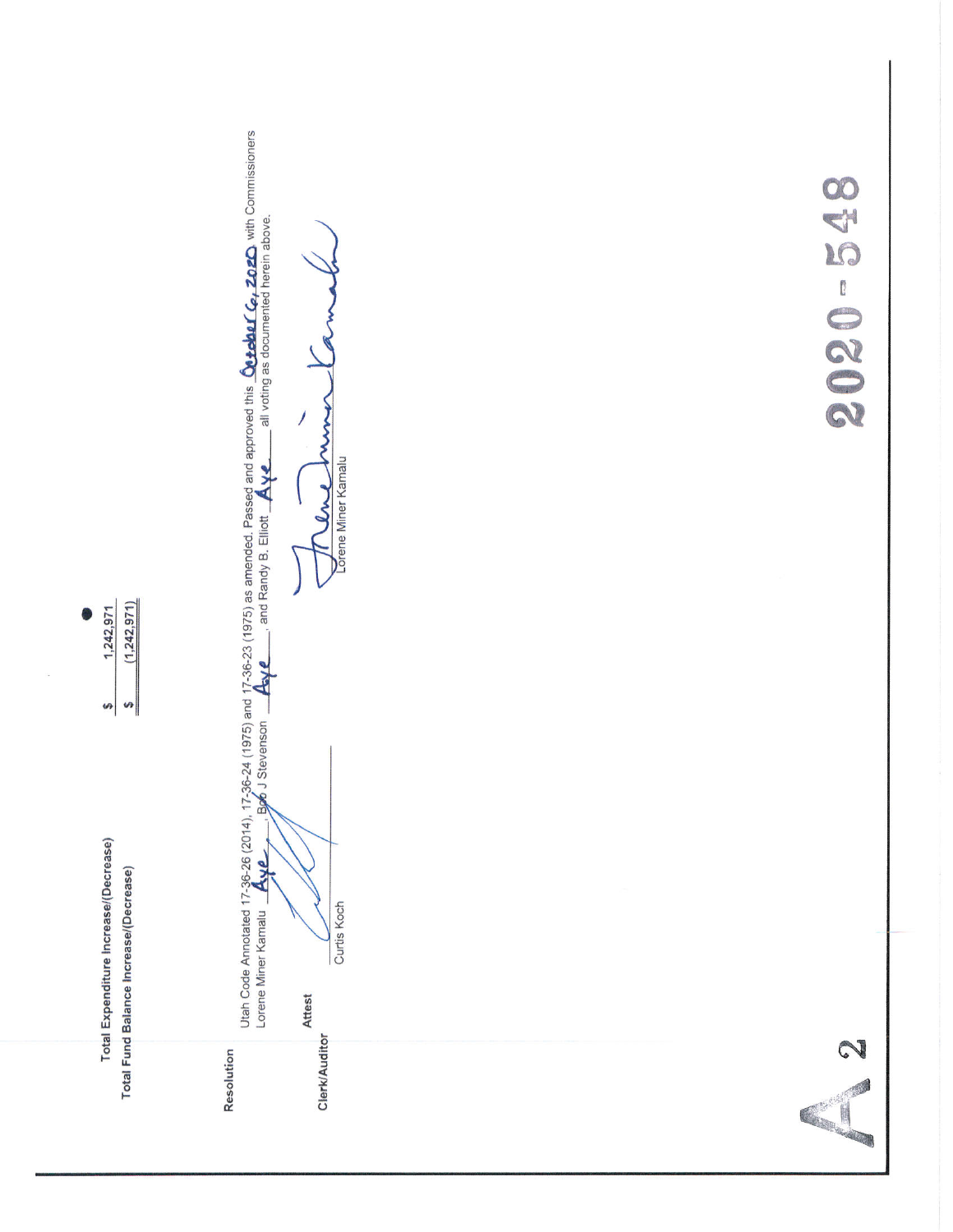| | | |
|---|---|---|
| **Total Expenditure Increase/(Decrease)** | $ | 1,242,971 |
| **Total Fund Balance Increase/(Decrease)** | $ | (1,242,971) |

**Resolution**

Utah Code Annotated 17-36-26 (2014), 17-36-24 (1975) and 17-36-23 (1975) as amended. Passed and approved this October 6, 2020 with Commissioners Lorene Miner Kamalu Aye, Bob J Stevenson Aye, and Randy B. Elliott Aye all voting as documented herein above.

**Attest**

**Clerk/Auditor**

Curtis Koch

Lorene Miner Kamalu

A 2

2020-548